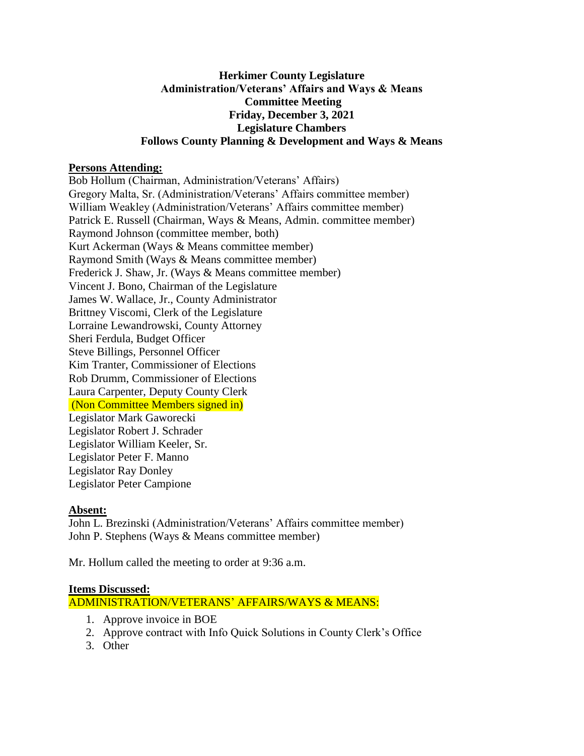# Herkimer County Legislature
## Administration/Veterans' Affairs and Ways & Means
## Committee Meeting
## Friday, December 3, 2021
## Legislature Chambers
## Follows County Planning & Development and Ways & Means

**Persons Attending:**

Bob Hollum (Chairman, Administration/Veterans' Affairs)
Gregory Malta, Sr. (Administration/Veterans' Affairs committee member)
William Weakley (Administration/Veterans' Affairs committee member)
Patrick E. Russell (Chairman, Ways & Means, Admin. committee member)
Raymond Johnson (committee member, both)
Kurt Ackerman (Ways & Means committee member)
Raymond Smith (Ways & Means committee member)
Frederick J. Shaw, Jr. (Ways & Means committee member)
Vincent J. Bono, Chairman of the Legislature
James W. Wallace, Jr., County Administrator
Brittney Viscomi, Clerk of the Legislature
Lorraine Lewandrowski, County Attorney
Sheri Ferdula, Budget Officer
Steve Billings, Personnel Officer
Kim Tranter, Commissioner of Elections
Rob Drumm, Commissioner of Elections
Laura Carpenter, Deputy County Clerk
(Non Committee Members signed in)
Legislator Mark Gaworecki
Legislator Robert J. Schrader
Legislator William Keeler, Sr.
Legislator Peter F. Manno
Legislator Ray Donley
Legislator Peter Campione

**Absent:**

John L. Brezinski (Administration/Veterans' Affairs committee member)
John P. Stephens (Ways & Means committee member)

Mr. Hollum called the meeting to order at 9:36 a.m.

**Items Discussed:**

ADMINISTRATION/VETERANS' AFFAIRS/WAYS & MEANS:

1. Approve invoice in BOE
2. Approve contract with Info Quick Solutions in County Clerk's Office
3. Other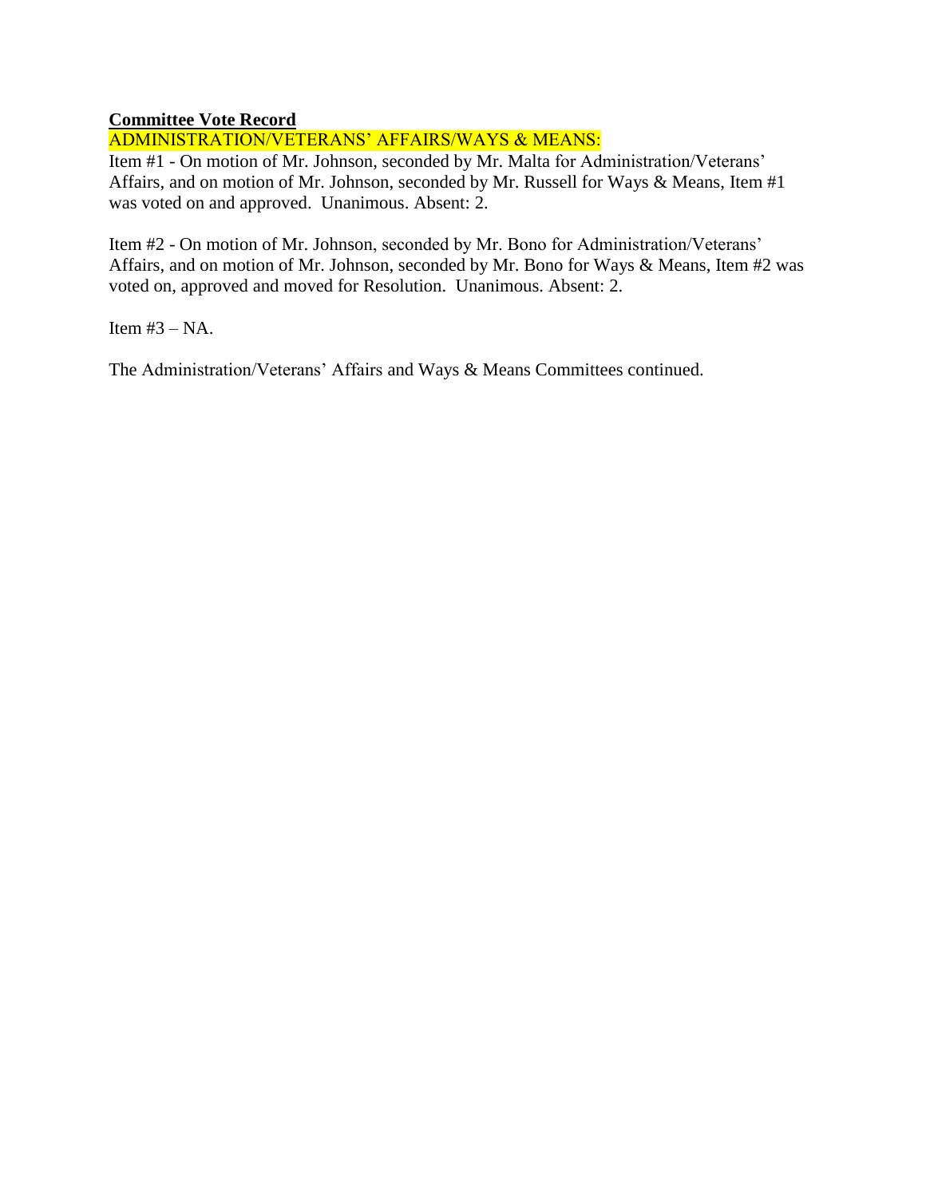**Committee Vote Record**

ADMINISTRATION/VETERANS' AFFAIRS/WAYS & MEANS:

Item #1 - On motion of Mr. Johnson, seconded by Mr. Malta for Administration/Veterans' Affairs, and on motion of Mr. Johnson, seconded by Mr. Russell for Ways & Means, Item #1 was voted on and approved. Unanimous. Absent: 2.

Item #2 - On motion of Mr. Johnson, seconded by Mr. Bono for Administration/Veterans' Affairs, and on motion of Mr. Johnson, seconded by Mr. Bono for Ways & Means, Item #2 was voted on, approved and moved for Resolution. Unanimous. Absent: 2.

Item #3 – NA.

The Administration/Veterans' Affairs and Ways & Means Committees continued.